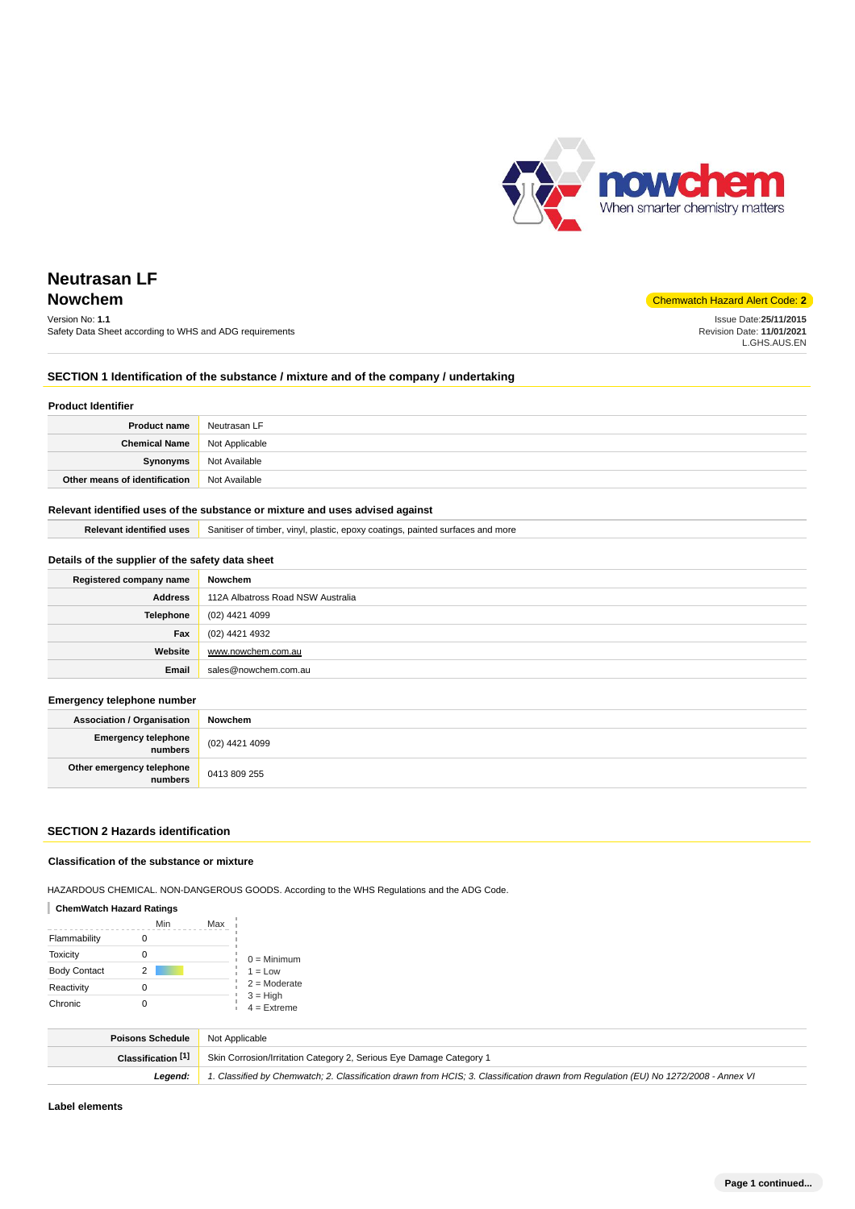# Neutrasan LF

## Nowchem

Chemwatch Hazard Alert Code: **2**

Version No: **1.1**
Safety Data Sheet according to WHS and ADG requirements

Issue Date:**25/11/2015**
Revision Date: **11/01/2021**
L.GHS.AUS.EN

## SECTION 1 Identification of the substance / mixture and of the company / undertaking

### Product Identifier

| | |
|---|---|
| **Product name** | Neutrasan LF |
| **Chemical Name** | Not Applicable |
| **Synonyms** | Not Available |
| **Other means of identification** | Not Available |

### Relevant identified uses of the substance or mixture and uses advised against

| | |
|---|---|
| **Relevant identified uses** | Sanitiser of timber, vinyl, plastic, epoxy coatings, painted surfaces and more |

### Details of the supplier of the safety data sheet

| | |
|---|---|
| **Registered company name** | **Nowchem** |
| **Address** | 112A Albatross Road NSW Australia |
| **Telephone** | (02) 4421 4099 |
| **Fax** | (02) 4421 4932 |
| **Website** | www.nowchem.com.au |
| **Email** | sales@nowchem.com.au |

### Emergency telephone number

| | |
|---|---|
| **Association / Organisation** | **Nowchem** |
| **Emergency telephone numbers** | (02) 4421 4099 |
| **Other emergency telephone numbers** | 0413 809 255 |

## SECTION 2 Hazards identification

### Classification of the substance or mixture

HAZARDOUS CHEMICAL. NON-DANGEROUS GOODS. According to the WHS Regulations and the ADG Code.

**ChemWatch Hazard Ratings**

| | Min | Max |
|---|---|---|
| Flammability | 0 | |
| Toxicity | 0 | |
| Body Contact | 2 | |
| Reactivity | 0 | |
| Chronic | 0 | |

0 = Minimum
1 = Low
2 = Moderate
3 = High
4 = Extreme

| | |
|---|---|
| **Poisons Schedule** | Not Applicable |
| **Classification [1]** | Skin Corrosion/Irritation Category 2, Serious Eye Damage Category 1 |
| ***Legend:*** | *1. Classified by Chemwatch; 2. Classification drawn from HCIS; 3. Classification drawn from Regulation (EU) No 1272/2008 - Annex VI* |

### Label elements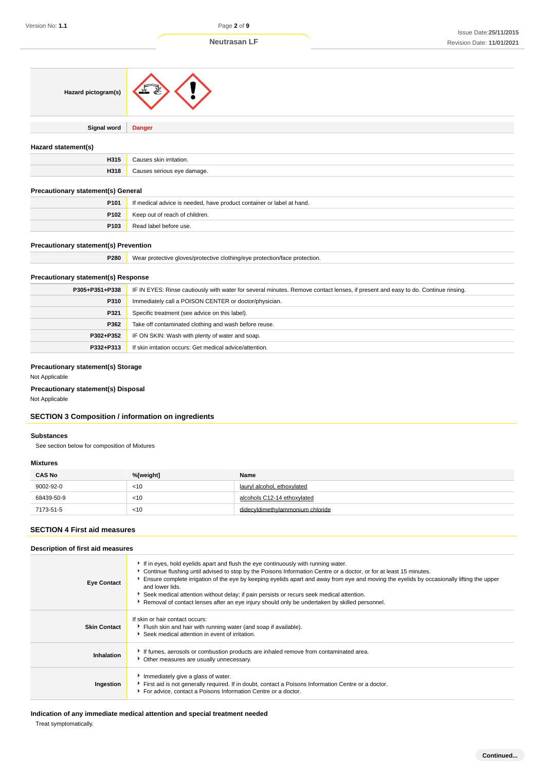| | |
|---|---|
| **Hazard pictogram(s)** | |
| **Signal word** | **Danger** |

### Hazard statement(s)

| | |
|---|---|
| **H315** | Causes skin irritation. |
| **H318** | Causes serious eye damage. |

### Precautionary statement(s) General

| | |
|---|---|
| **P101** | If medical advice is needed, have product container or label at hand. |
| **P102** | Keep out of reach of children. |
| **P103** | Read label before use. |

### Precautionary statement(s) Prevention

| | |
|---|---|
| **P280** | Wear protective gloves/protective clothing/eye protection/face protection. |

### Precautionary statement(s) Response

| | |
|---|---|
| **P305+P351+P338** | IF IN EYES: Rinse cautiously with water for several minutes. Remove contact lenses, if present and easy to do. Continue rinsing. |
| **P310** | Immediately call a POISON CENTER or doctor/physician. |
| **P321** | Specific treatment (see advice on this label). |
| **P362** | Take off contaminated clothing and wash before reuse. |
| **P302+P352** | IF ON SKIN: Wash with plenty of water and soap. |
| **P332+P313** | If skin irritation occurs: Get medical advice/attention. |

### Precautionary statement(s) Storage

Not Applicable

### Precautionary statement(s) Disposal

Not Applicable

## SECTION 3 Composition / information on ingredients

### Substances

See section below for composition of Mixtures

### Mixtures

| CAS No | %[weight] | Name |
|---|---|---|
| 9002-92-0 | <10 | lauryl alcohol, ethoxylated |
| 68439-50-9 | <10 | alcohols C12-14 ethoxylated |
| 7173-51-5 | <10 | didecyldimethylammonium chloride |

## SECTION 4 First aid measures

### Description of first aid measures

| | |
|---|---|
| **Eye Contact** | ▸ If in eyes, hold eyelids apart and flush the eye continuously with running water.<br>▸ Continue flushing until advised to stop by the Poisons Information Centre or a doctor, or for at least 15 minutes.<br>▸ Ensure complete irrigation of the eye by keeping eyelids apart and away from eye and moving the eyelids by occasionally lifting the upper and lower lids.<br>▸ Seek medical attention without delay; if pain persists or recurs seek medical attention.<br>▸ Removal of contact lenses after an eye injury should only be undertaken by skilled personnel. |
| **Skin Contact** | If skin or hair contact occurs:<br>▸ Flush skin and hair with running water (and soap if available).<br>▸ Seek medical attention in event of irritation. |
| **Inhalation** | ▸ If fumes, aerosols or combustion products are inhaled remove from contaminated area.<br>▸ Other measures are usually unnecessary. |
| **Ingestion** | ▸ Immediately give a glass of water.<br>▸ First aid is not generally required. If in doubt, contact a Poisons Information Centre or a doctor.<br>▸ For advice, contact a Poisons Information Centre or a doctor. |

### Indication of any immediate medical attention and special treatment needed

Treat symptomatically.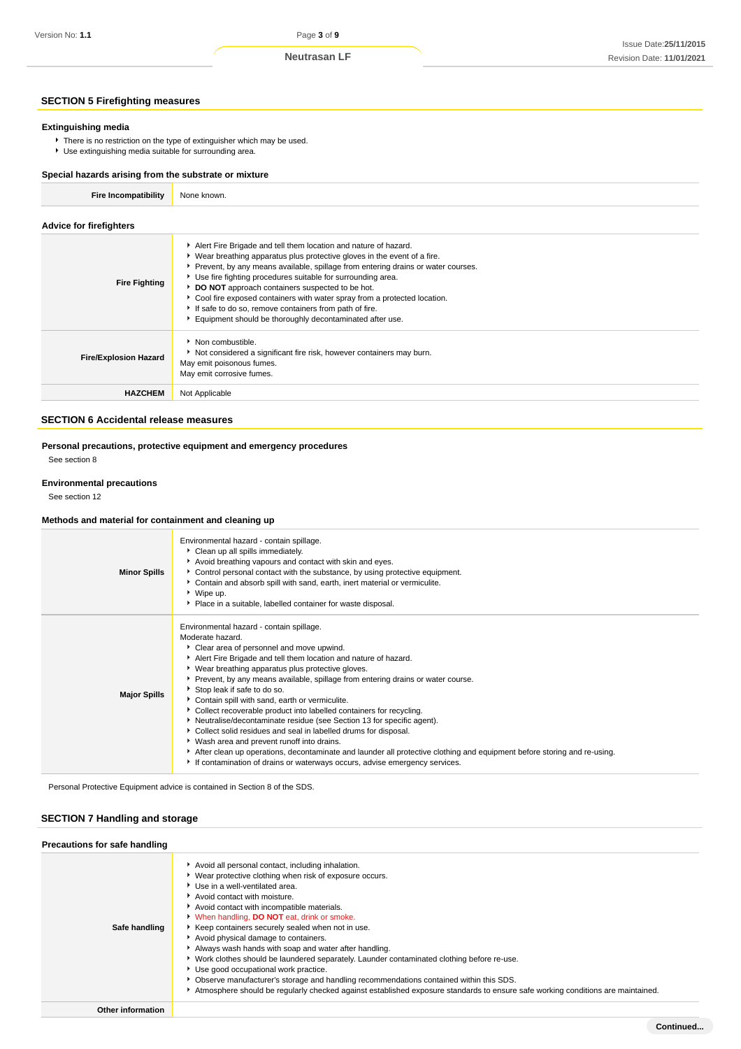## SECTION 5 Firefighting measures

### Extinguishing media

- There is no restriction on the type of extinguisher which may be used.
- Use extinguishing media suitable for surrounding area.

### Special hazards arising from the substrate or mixture

| | |
|---|---|
| **Fire Incompatibility** | None known. |

### Advice for firefighters

| | |
|---|---|
| **Fire Fighting** | ‣ Alert Fire Brigade and tell them location and nature of hazard.<br>‣ Wear breathing apparatus plus protective gloves in the event of a fire.<br>‣ Prevent, by any means available, spillage from entering drains or water courses.<br>‣ Use fire fighting procedures suitable for surrounding area.<br>‣ **DO NOT** approach containers suspected to be hot.<br>‣ Cool fire exposed containers with water spray from a protected location.<br>‣ If safe to do so, remove containers from path of fire.<br>‣ Equipment should be thoroughly decontaminated after use. |
| **Fire/Explosion Hazard** | ‣ Non combustible.<br>‣ Not considered a significant fire risk, however containers may burn.<br>May emit poisonous fumes.<br>May emit corrosive fumes. |
| **HAZCHEM** | Not Applicable |

## SECTION 6 Accidental release measures

### Personal precautions, protective equipment and emergency procedures

See section 8

### Environmental precautions

See section 12

### Methods and material for containment and cleaning up

| | |
|---|---|
| **Minor Spills** | Environmental hazard - contain spillage.<br>‣ Clean up all spills immediately.<br>‣ Avoid breathing vapours and contact with skin and eyes.<br>‣ Control personal contact with the substance, by using protective equipment.<br>‣ Contain and absorb spill with sand, earth, inert material or vermiculite.<br>‣ Wipe up.<br>‣ Place in a suitable, labelled container for waste disposal. |
| **Major Spills** | Environmental hazard - contain spillage.<br>Moderate hazard.<br>‣ Clear area of personnel and move upwind.<br>‣ Alert Fire Brigade and tell them location and nature of hazard.<br>‣ Wear breathing apparatus plus protective gloves.<br>‣ Prevent, by any means available, spillage from entering drains or water course.<br>‣ Stop leak if safe to do so.<br>‣ Contain spill with sand, earth or vermiculite.<br>‣ Collect recoverable product into labelled containers for recycling.<br>‣ Neutralise/decontaminate residue (see Section 13 for specific agent).<br>‣ Collect solid residues and seal in labelled drums for disposal.<br>‣ Wash area and prevent runoff into drains.<br>‣ After clean up operations, decontaminate and launder all protective clothing and equipment before storing and re-using.<br>‣ If contamination of drains or waterways occurs, advise emergency services. |

Personal Protective Equipment advice is contained in Section 8 of the SDS.

## SECTION 7 Handling and storage

### Precautions for safe handling

| | |
|---|---|
| **Safe handling** | ‣ Avoid all personal contact, including inhalation.<br>‣ Wear protective clothing when risk of exposure occurs.<br>‣ Use in a well-ventilated area.<br>‣ Avoid contact with moisture.<br>‣ Avoid contact with incompatible materials.<br>‣ When handling, **DO NOT** eat, drink or smoke.<br>‣ Keep containers securely sealed when not in use.<br>‣ Avoid physical damage to containers.<br>‣ Always wash hands with soap and water after handling.<br>‣ Work clothes should be laundered separately. Launder contaminated clothing before re-use.<br>‣ Use good occupational work practice.<br>‣ Observe manufacturer's storage and handling recommendations contained within this SDS.<br>‣ Atmosphere should be regularly checked against established exposure standards to ensure safe working conditions are maintained. |
| **Other information** | |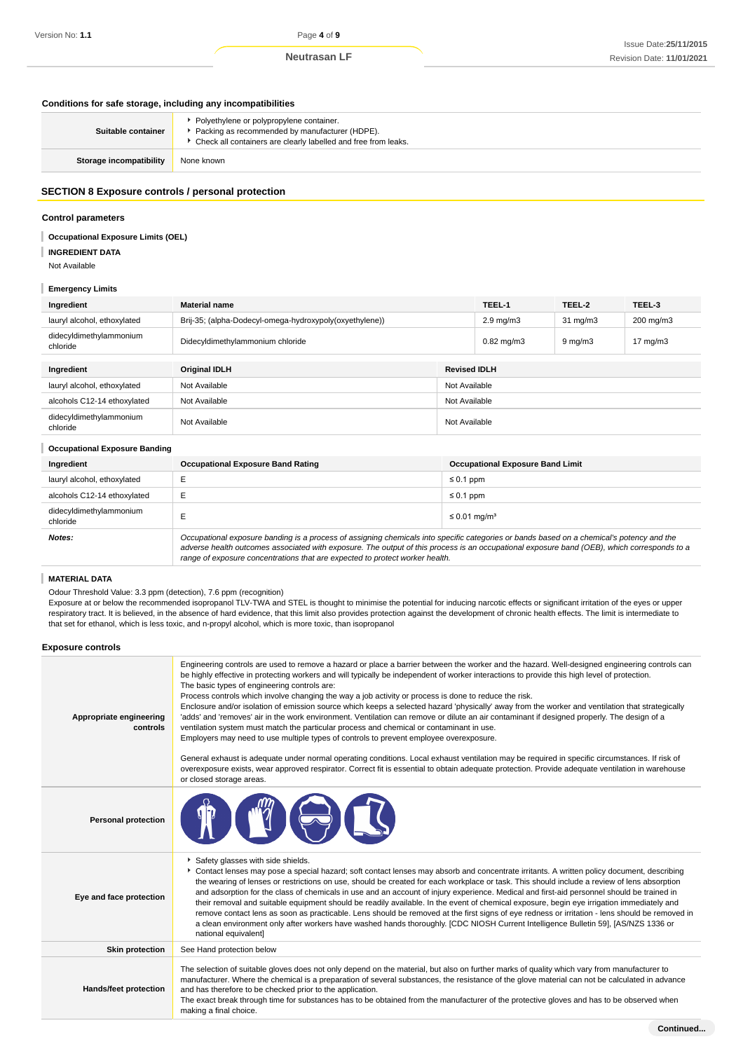### Conditions for safe storage, including any incompatibilities

| | |
|---|---|
| **Suitable container** | - Polyethylene or polypropylene container.<br>- Packing as recommended by manufacturer (HDPE).<br>- Check all containers are clearly labelled and free from leaks. |
| **Storage incompatibility** | None known |

## SECTION 8 Exposure controls / personal protection

### Control parameters

**Occupational Exposure Limits (OEL)**

**INGREDIENT DATA**

Not Available

**Emergency Limits**

| Ingredient | Material name | TEEL-1 | TEEL-2 | TEEL-3 |
|---|---|---|---|---|
| lauryl alcohol, ethoxylated | Brij-35; (alpha-Dodecyl-omega-hydroxypoly(oxyethylene)) | 2.9 mg/m3 | 31 mg/m3 | 200 mg/m3 |
| didecyldimethylammonium chloride | Didecyldimethylammonium chloride | 0.82 mg/m3 | 9 mg/m3 | 17 mg/m3 |

| Ingredient | Original IDLH | Revised IDLH |
|---|---|---|
| lauryl alcohol, ethoxylated | Not Available | Not Available |
| alcohols C12-14 ethoxylated | Not Available | Not Available |
| didecyldimethylammonium chloride | Not Available | Not Available |

**Occupational Exposure Banding**

| Ingredient | Occupational Exposure Band Rating | Occupational Exposure Band Limit |
|---|---|---|
| lauryl alcohol, ethoxylated | E | ≤ 0.1 ppm |
| alcohols C12-14 ethoxylated | E | ≤ 0.1 ppm |
| didecyldimethylammonium chloride | E | ≤ 0.01 mg/m³ |
| ***Notes:*** | *Occupational exposure banding is a process of assigning chemicals into specific categories or bands based on a chemical's potency and the adverse health outcomes associated with exposure. The output of this process is an occupational exposure band (OEB), which corresponds to a range of exposure concentrations that are expected to protect worker health.* | |

**MATERIAL DATA**

Odour Threshold Value: 3.3 ppm (detection), 7.6 ppm (recognition)
Exposure at or below the recommended isopropanol TLV-TWA and STEL is thought to minimise the potential for inducing narcotic effects or significant irritation of the eyes or upper respiratory tract. It is believed, in the absence of hard evidence, that this limit also provides protection against the development of chronic health effects. The limit is intermediate to that set for ethanol, which is less toxic, and n-propyl alcohol, which is more toxic, than isopropanol

### Exposure controls

| | |
|---|---|
| **Appropriate engineering controls** | Engineering controls are used to remove a hazard or place a barrier between the worker and the hazard. Well-designed engineering controls can be highly effective in protecting workers and will typically be independent of worker interactions to provide this high level of protection.<br>The basic types of engineering controls are:<br>Process controls which involve changing the way a job activity or process is done to reduce the risk.<br>Enclosure and/or isolation of emission source which keeps a selected hazard 'physically' away from the worker and ventilation that strategically 'adds' and 'removes' air in the work environment. Ventilation can remove or dilute an air contaminant if designed properly. The design of a ventilation system must match the particular process and chemical or contaminant in use.<br>Employers may need to use multiple types of controls to prevent employee overexposure.<br><br>General exhaust is adequate under normal operating conditions. Local exhaust ventilation may be required in specific circumstances. If risk of overexposure exists, wear approved respirator. Correct fit is essential to obtain adequate protection. Provide adequate ventilation in warehouse or closed storage areas. |
| **Personal protection** | |
| **Eye and face protection** | - Safety glasses with side shields.<br>- Contact lenses may pose a special hazard; soft contact lenses may absorb and concentrate irritants. A written policy document, describing the wearing of lenses or restrictions on use, should be created for each workplace or task. This should include a review of lens absorption and adsorption for the class of chemicals in use and an account of injury experience. Medical and first-aid personnel should be trained in their removal and suitable equipment should be readily available. In the event of chemical exposure, begin eye irrigation immediately and remove contact lens as soon as practicable. Lens should be removed at the first signs of eye redness or irritation - lens should be removed in a clean environment only after workers have washed hands thoroughly. [CDC NIOSH Current Intelligence Bulletin 59], [AS/NZS 1336 or national equivalent] |
| **Skin protection** | See Hand protection below |
| **Hands/feet protection** | The selection of suitable gloves does not only depend on the material, but also on further marks of quality which vary from manufacturer to manufacturer. Where the chemical is a preparation of several substances, the resistance of the glove material can not be calculated in advance and has therefore to be checked prior to the application.<br>The exact break through time for substances has to be obtained from the manufacturer of the protective gloves and has to be observed when making a final choice. |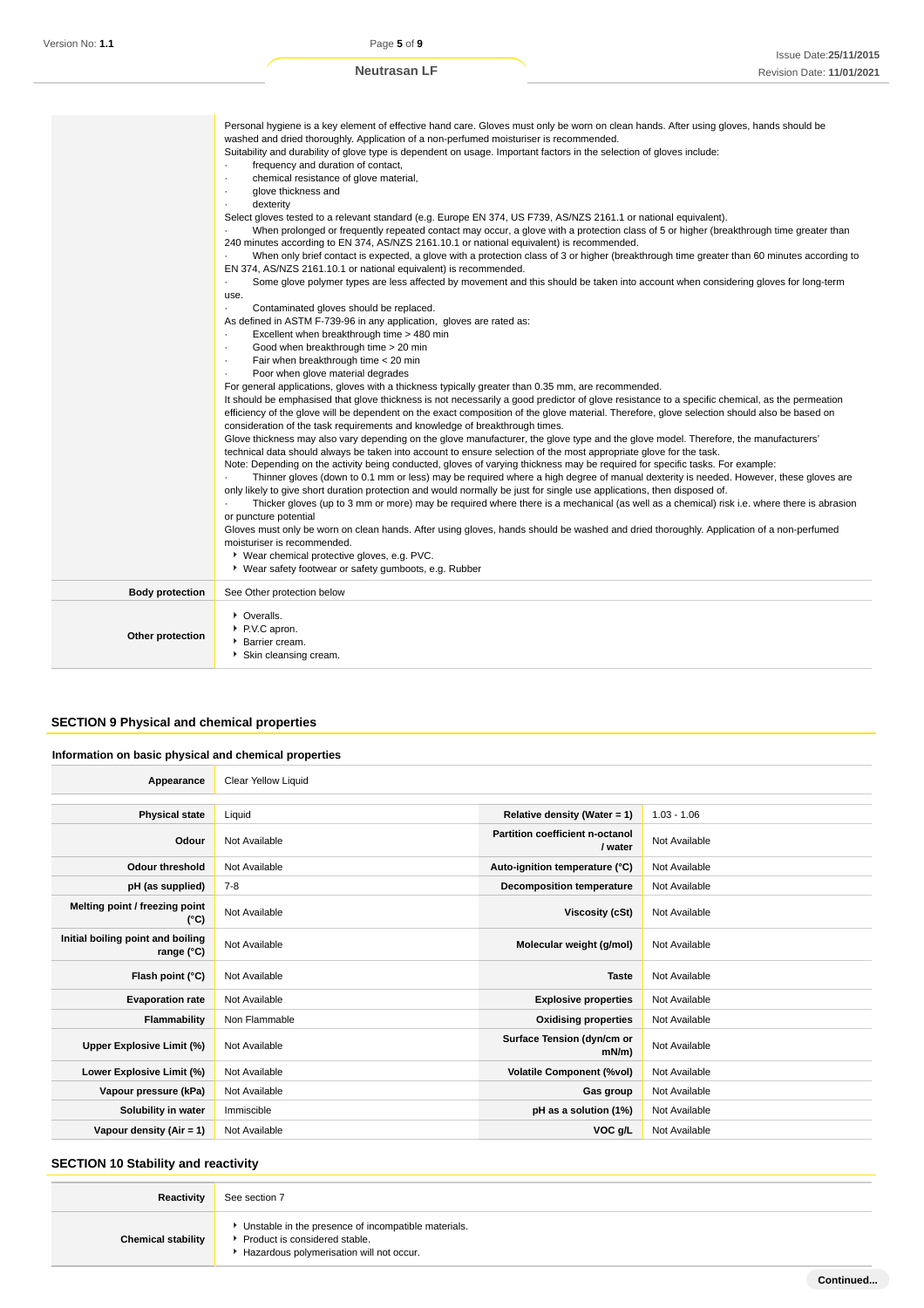| | |
|---|---|
| | Personal hygiene is a key element of effective hand care. Gloves must only be worn on clean hands. After using gloves, hands should be washed and dried thoroughly. Application of a non-perfumed moisturiser is recommended.<br>Suitability and durability of glove type is dependent on usage. Important factors in the selection of gloves include:<br>· frequency and duration of contact,<br>· chemical resistance of glove material,<br>· glove thickness and<br>· dexterity<br>Select gloves tested to a relevant standard (e.g. Europe EN 374, US F739, AS/NZS 2161.1 or national equivalent).<br>· When prolonged or frequently repeated contact may occur, a glove with a protection class of 5 or higher (breakthrough time greater than 240 minutes according to EN 374, AS/NZS 2161.10.1 or national equivalent) is recommended.<br>· When only brief contact is expected, a glove with a protection class of 3 or higher (breakthrough time greater than 60 minutes according to EN 374, AS/NZS 2161.10.1 or national equivalent) is recommended.<br>· Some glove polymer types are less affected by movement and this should be taken into account when considering gloves for long-term use.<br>· Contaminated gloves should be replaced.<br>As defined in ASTM F-739-96 in any application, gloves are rated as:<br>· Excellent when breakthrough time > 480 min<br>· Good when breakthrough time > 20 min<br>· Fair when breakthrough time < 20 min<br>· Poor when glove material degrades<br>For general applications, gloves with a thickness typically greater than 0.35 mm, are recommended.<br>It should be emphasised that glove thickness is not necessarily a good predictor of glove resistance to a specific chemical, as the permeation efficiency of the glove will be dependent on the exact composition of the glove material. Therefore, glove selection should also be based on consideration of the task requirements and knowledge of breakthrough times.<br>Glove thickness may also vary depending on the glove manufacturer, the glove type and the glove model. Therefore, the manufacturers' technical data should always be taken into account to ensure selection of the most appropriate glove for the task.<br>Note: Depending on the activity being conducted, gloves of varying thickness may be required for specific tasks. For example:<br>· Thinner gloves (down to 0.1 mm or less) may be required where a high degree of manual dexterity is needed. However, these gloves are only likely to give short duration protection and would normally be just for single use applications, then disposed of.<br>· Thicker gloves (up to 3 mm or more) may be required where there is a mechanical (as well as a chemical) risk i.e. where there is abrasion or puncture potential<br>Gloves must only be worn on clean hands. After using gloves, hands should be washed and dried thoroughly. Application of a non-perfumed moisturiser is recommended.<br>‣ Wear chemical protective gloves, e.g. PVC.<br>‣ Wear safety footwear or safety gumboots, e.g. Rubber |
| **Body protection** | See Other protection below |
| **Other protection** | ‣ Overalls.<br>‣ P.V.C apron.<br>‣ Barrier cream.<br>‣ Skin cleansing cream. |

## SECTION 9 Physical and chemical properties

### Information on basic physical and chemical properties

| **Appearance** | Clear Yellow Liquid | | |
|---|---|---|---|
| **Physical state** | Liquid | **Relative density (Water = 1)** | 1.03 - 1.06 |
| **Odour** | Not Available | **Partition coefficient n-octanol / water** | Not Available |
| **Odour threshold** | Not Available | **Auto-ignition temperature (°C)** | Not Available |
| **pH (as supplied)** | 7-8 | **Decomposition temperature** | Not Available |
| **Melting point / freezing point (°C)** | Not Available | **Viscosity (cSt)** | Not Available |
| **Initial boiling point and boiling range (°C)** | Not Available | **Molecular weight (g/mol)** | Not Available |
| **Flash point (°C)** | Not Available | **Taste** | Not Available |
| **Evaporation rate** | Not Available | **Explosive properties** | Not Available |
| **Flammability** | Non Flammable | **Oxidising properties** | Not Available |
| **Upper Explosive Limit (%)** | Not Available | **Surface Tension (dyn/cm or mN/m)** | Not Available |
| **Lower Explosive Limit (%)** | Not Available | **Volatile Component (%vol)** | Not Available |
| **Vapour pressure (kPa)** | Not Available | **Gas group** | Not Available |
| **Solubility in water** | Immiscible | **pH as a solution (1%)** | Not Available |
| **Vapour density (Air = 1)** | Not Available | **VOC g/L** | Not Available |

## SECTION 10 Stability and reactivity

| | |
|---|---|
| **Reactivity** | See section 7 |
| **Chemical stability** | ‣ Unstable in the presence of incompatible materials.<br>‣ Product is considered stable.<br>‣ Hazardous polymerisation will not occur. |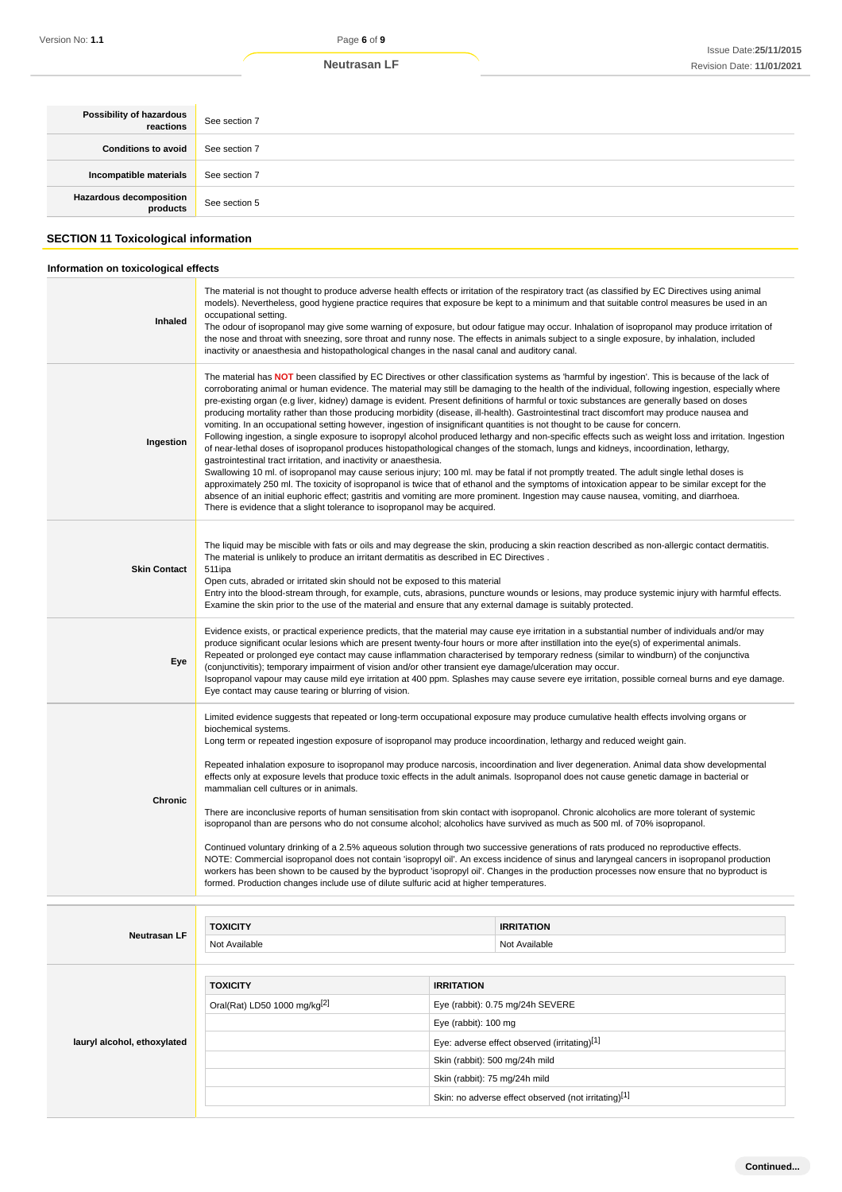| | |
|---|---|
| **Possibility of hazardous reactions** | See section 7 |
| **Conditions to avoid** | See section 7 |
| **Incompatible materials** | See section 7 |
| **Hazardous decomposition products** | See section 5 |

## SECTION 11 Toxicological information

### Information on toxicological effects

| | |
|---|---|
| **Inhaled** | The material is not thought to produce adverse health effects or irritation of the respiratory tract (as classified by EC Directives using animal models). Nevertheless, good hygiene practice requires that exposure be kept to a minimum and that suitable control measures be used in an occupational setting.<br>The odour of isopropanol may give some warning of exposure, but odour fatigue may occur. Inhalation of isopropanol may produce irritation of the nose and throat with sneezing, sore throat and runny nose. The effects in animals subject to a single exposure, by inhalation, included inactivity or anaesthesia and histopathological changes in the nasal canal and auditory canal. |
| **Ingestion** | The material has **NOT** been classified by EC Directives or other classification systems as 'harmful by ingestion'. This is because of the lack of corroborating animal or human evidence. The material may still be damaging to the health of the individual, following ingestion, especially where pre-existing organ (e.g liver, kidney) damage is evident. Present definitions of harmful or toxic substances are generally based on doses producing mortality rather than those producing morbidity (disease, ill-health). Gastrointestinal tract discomfort may produce nausea and vomiting. In an occupational setting however, ingestion of insignificant quantities is not thought to be cause for concern.<br>Following ingestion, a single exposure to isopropyl alcohol produced lethargy and non-specific effects such as weight loss and irritation. Ingestion of near-lethal doses of isopropanol produces histopathological changes of the stomach, lungs and kidneys, incoordination, lethargy, gastrointestinal tract irritation, and inactivity or anaesthesia.<br>Swallowing 10 ml. of isopropanol may cause serious injury; 100 ml. may be fatal if not promptly treated. The adult single lethal doses is approximately 250 ml. The toxicity of isopropanol is twice that of ethanol and the symptoms of intoxication appear to be similar except for the absence of an initial euphoric effect; gastritis and vomiting are more prominent. Ingestion may cause nausea, vomiting, and diarrhoea.<br>There is evidence that a slight tolerance to isopropanol may be acquired. |
| **Skin Contact** | The liquid may be miscible with fats or oils and may degrease the skin, producing a skin reaction described as non-allergic contact dermatitis. The material is unlikely to produce an irritant dermatitis as described in EC Directives .<br>511ipa<br>Open cuts, abraded or irritated skin should not be exposed to this material<br>Entry into the blood-stream through, for example, cuts, abrasions, puncture wounds or lesions, may produce systemic injury with harmful effects. Examine the skin prior to the use of the material and ensure that any external damage is suitably protected. |
| **Eye** | Evidence exists, or practical experience predicts, that the material may cause eye irritation in a substantial number of individuals and/or may produce significant ocular lesions which are present twenty-four hours or more after instillation into the eye(s) of experimental animals.<br>Repeated or prolonged eye contact may cause inflammation characterised by temporary redness (similar to windburn) of the conjunctiva (conjunctivitis); temporary impairment of vision and/or other transient eye damage/ulceration may occur.<br>Isopropanol vapour may cause mild eye irritation at 400 ppm. Splashes may cause severe eye irritation, possible corneal burns and eye damage. Eye contact may cause tearing or blurring of vision. |
| **Chronic** | Limited evidence suggests that repeated or long-term occupational exposure may produce cumulative health effects involving organs or biochemical systems.<br>Long term or repeated ingestion exposure of isopropanol may produce incoordination, lethargy and reduced weight gain.<br><br>Repeated inhalation exposure to isopropanol may produce narcosis, incoordination and liver degeneration. Animal data show developmental effects only at exposure levels that produce toxic effects in the adult animals. Isopropanol does not cause genetic damage in bacterial or mammalian cell cultures or in animals.<br><br>There are inconclusive reports of human sensitisation from skin contact with isopropanol. Chronic alcoholics are more tolerant of systemic isopropanol than are persons who do not consume alcohol; alcoholics have survived as much as 500 ml. of 70% isopropanol.<br><br>Continued voluntary drinking of a 2.5% aqueous solution through two successive generations of rats produced no reproductive effects.<br>NOTE: Commercial isopropanol does not contain 'isopropyl oil'. An excess incidence of sinus and laryngeal cancers in isopropanol production workers has been shown to be caused by the byproduct 'isopropyl oil'. Changes in the production processes now ensure that no byproduct is formed. Production changes include use of dilute sulfuric acid at higher temperatures. |

| **Neutrasan LF** | **TOXICITY** | **IRRITATION** |
|---|---|---|
| | Not Available | Not Available |

| **lauryl alcohol, ethoxylated** | **TOXICITY** | **IRRITATION** |
|---|---|---|
| | Oral(Rat) LD50 1000 mg/kg[2] | Eye (rabbit): 0.75 mg/24h SEVERE |
| | | Eye (rabbit): 100 mg |
| | | Eye: adverse effect observed (irritating)[1] |
| | | Skin (rabbit): 500 mg/24h mild |
| | | Skin (rabbit): 75 mg/24h mild |
| | | Skin: no adverse effect observed (not irritating)[1] |

**Continued...**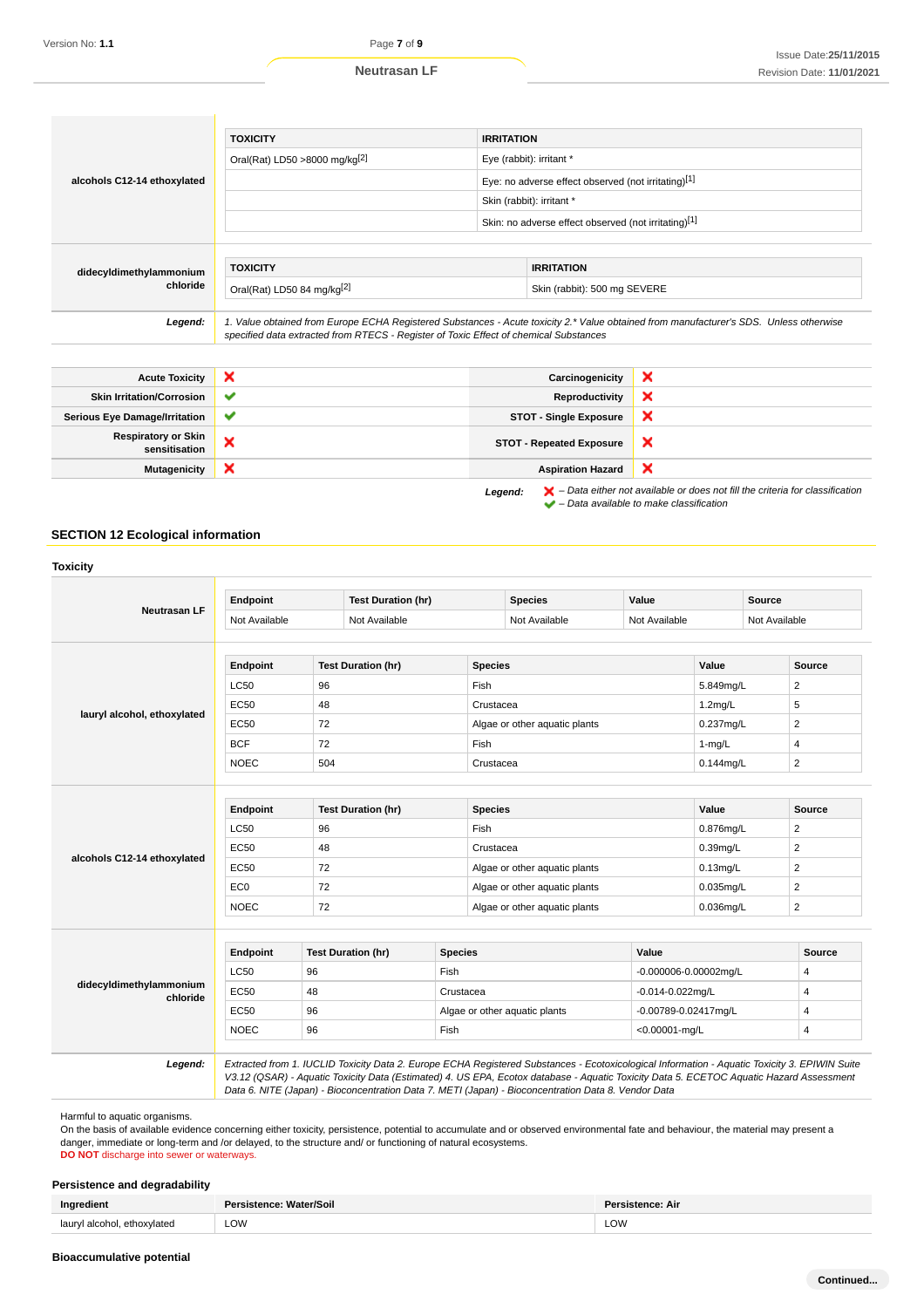| | TOXICITY | IRRITATION |
|---|---|---|
| alcohols C12-14 ethoxylated | Oral(Rat) LD50 >8000 mg/kg[2] | Eye (rabbit): irritant * |
| | | Eye: no adverse effect observed (not irritating)[1] |
| | | Skin (rabbit): irritant * |
| | | Skin: no adverse effect observed (not irritating)[1] |

| | TOXICITY | IRRITATION |
|---|---|---|
| didecyldimethylammonium chloride | Oral(Rat) LD50 84 mg/kg[2] | Skin (rabbit): 500 mg SEVERE |

**Legend:** *1. Value obtained from Europe ECHA Registered Substances - Acute toxicity 2.* Value obtained from manufacturer's SDS. Unless otherwise specified data extracted from RTECS - Register of Toxic Effect of chemical Substances*

| | | | |
|---|---|---|---|
| **Acute Toxicity** | ✘ | **Carcinogenicity** | ✘ |
| **Skin Irritation/Corrosion** | ✔ | **Reproductivity** | ✘ |
| **Serious Eye Damage/Irritation** | ✔ | **STOT - Single Exposure** | ✘ |
| **Respiratory or Skin sensitisation** | ✘ | **STOT - Repeated Exposure** | ✘ |
| **Mutagenicity** | ✘ | **Aspiration Hazard** | ✘ |

**Legend:** ✘ *– Data either not available or does not fill the criteria for classification*
✔ *– Data available to make classification*

## SECTION 12 Ecological information

### Toxicity

| Neutrasan LF | Endpoint | Test Duration (hr) | Species | Value | Source |
|---|---|---|---|---|---|
| | Not Available | Not Available | Not Available | Not Available | Not Available |

| lauryl alcohol, ethoxylated | Endpoint | Test Duration (hr) | Species | Value | Source |
|---|---|---|---|---|---|
| | LC50 | 96 | Fish | 5.849mg/L | 2 |
| | EC50 | 48 | Crustacea | 1.2mg/L | 5 |
| | EC50 | 72 | Algae or other aquatic plants | 0.237mg/L | 2 |
| | BCF | 72 | Fish | 1-mg/L | 4 |
| | NOEC | 504 | Crustacea | 0.144mg/L | 2 |

| alcohols C12-14 ethoxylated | Endpoint | Test Duration (hr) | Species | Value | Source |
|---|---|---|---|---|---|
| | LC50 | 96 | Fish | 0.876mg/L | 2 |
| | EC50 | 48 | Crustacea | 0.39mg/L | 2 |
| | EC50 | 72 | Algae or other aquatic plants | 0.13mg/L | 2 |
| | EC0 | 72 | Algae or other aquatic plants | 0.035mg/L | 2 |
| | NOEC | 72 | Algae or other aquatic plants | 0.036mg/L | 2 |

| didecyldimethylammonium chloride | Endpoint | Test Duration (hr) | Species | Value | Source |
|---|---|---|---|---|---|
| | LC50 | 96 | Fish | -0.000006-0.00002mg/L | 4 |
| | EC50 | 48 | Crustacea | -0.014-0.022mg/L | 4 |
| | EC50 | 96 | Algae or other aquatic plants | -0.00789-0.02417mg/L | 4 |
| | NOEC | 96 | Fish | <0.00001-mg/L | 4 |

**Legend:** *Extracted from 1. IUCLID Toxicity Data 2. Europe ECHA Registered Substances - Ecotoxicological Information - Aquatic Toxicity 3. EPIWIN Suite V3.12 (QSAR) - Aquatic Toxicity Data (Estimated) 4. US EPA, Ecotox database - Aquatic Toxicity Data 5. ECETOC Aquatic Hazard Assessment Data 6. NITE (Japan) - Bioconcentration Data 7. METI (Japan) - Bioconcentration Data 8. Vendor Data*

Harmful to aquatic organisms.
On the basis of available evidence concerning either toxicity, persistence, potential to accumulate and or observed environmental fate and behaviour, the material may present a danger, immediate or long-term and /or delayed, to the structure and/ or functioning of natural ecosystems.
**DO NOT** discharge into sewer or waterways.

### Persistence and degradability

| Ingredient | Persistence: Water/Soil | Persistence: Air |
|---|---|---|
| lauryl alcohol, ethoxylated | LOW | LOW |

### Bioaccumulative potential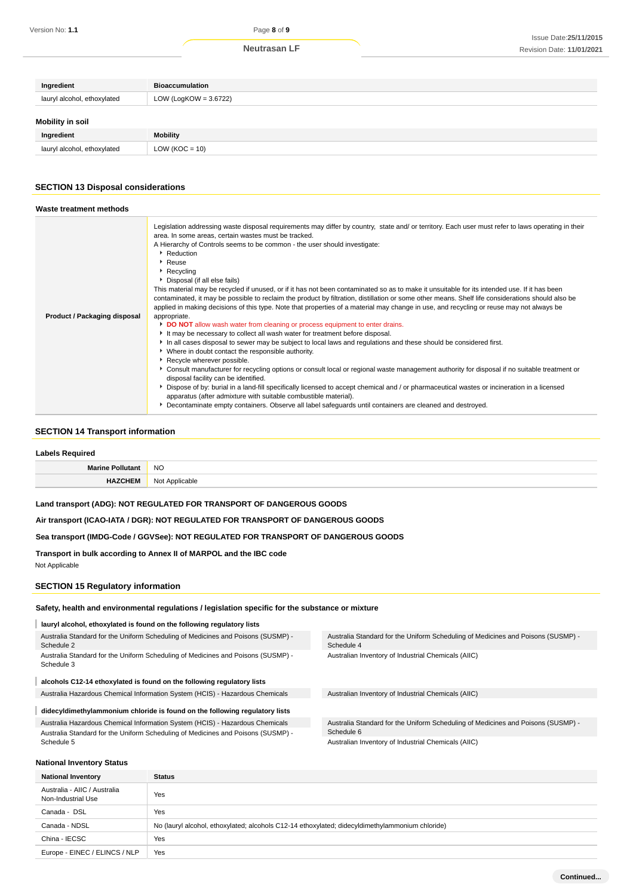| Ingredient | Bioaccumulation |
| --- | --- |
| lauryl alcohol, ethoxylated | LOW (LogKOW = 3.6722) |

### Mobility in soil

| Ingredient | Mobility |
| --- | --- |
| lauryl alcohol, ethoxylated | LOW (KOC = 10) |

## SECTION 13 Disposal considerations

### Waste treatment methods

| | |
| --- | --- |
| **Product / Packaging disposal** | Legislation addressing waste disposal requirements may differ by country, state and/ or territory. Each user must refer to laws operating in their area. In some areas, certain wastes must be tracked.<br>A Hierarchy of Controls seems to be common - the user should investigate:<br>- Reduction<br>- Reuse<br>- Recycling<br>- Disposal (if all else fails)<br>This material may be recycled if unused, or if it has not been contaminated so as to make it unsuitable for its intended use. If it has been contaminated, it may be possible to reclaim the product by filtration, distillation or some other means. Shelf life considerations should also be applied in making decisions of this type. Note that properties of a material may change in use, and recycling or reuse may not always be appropriate.<br>- **DO NOT** allow wash water from cleaning or process equipment to enter drains.<br>- It may be necessary to collect all wash water for treatment before disposal.<br>- In all cases disposal to sewer may be subject to local laws and regulations and these should be considered first.<br>- Where in doubt contact the responsible authority.<br>- Recycle wherever possible.<br>- Consult manufacturer for recycling options or consult local or regional waste management authority for disposal if no suitable treatment or disposal facility can be identified.<br>- Dispose of by: burial in a land-fill specifically licensed to accept chemical and / or pharmaceutical wastes or incineration in a licensed apparatus (after admixture with suitable combustible material).<br>- Decontaminate empty containers. Observe all label safeguards until containers are cleaned and destroyed. |

## SECTION 14 Transport information

### Labels Required

| | |
| --- | --- |
| **Marine Pollutant** | NO |
| **HAZCHEM** | Not Applicable |

**Land transport (ADG): NOT REGULATED FOR TRANSPORT OF DANGEROUS GOODS**

**Air transport (ICAO-IATA / DGR): NOT REGULATED FOR TRANSPORT OF DANGEROUS GOODS**

**Sea transport (IMDG-Code / GGVSee): NOT REGULATED FOR TRANSPORT OF DANGEROUS GOODS**

**Transport in bulk according to Annex II of MARPOL and the IBC code**

Not Applicable

## SECTION 15 Regulatory information

### Safety, health and environmental regulations / legislation specific for the substance or mixture

**lauryl alcohol, ethoxylated is found on the following regulatory lists**

| | |
| --- | --- |
| Australia Standard for the Uniform Scheduling of Medicines and Poisons (SUSMP) - Schedule 2 | Australia Standard for the Uniform Scheduling of Medicines and Poisons (SUSMP) - Schedule 4 |
| Australia Standard for the Uniform Scheduling of Medicines and Poisons (SUSMP) - Schedule 3 | Australian Inventory of Industrial Chemicals (AIIC) |

**alcohols C12-14 ethoxylated is found on the following regulatory lists**

| | |
| --- | --- |
| Australia Hazardous Chemical Information System (HCIS) - Hazardous Chemicals | Australian Inventory of Industrial Chemicals (AIIC) |

**didecyldimethylammonium chloride is found on the following regulatory lists**

| | |
| --- | --- |
| Australia Hazardous Chemical Information System (HCIS) - Hazardous Chemicals | Australia Standard for the Uniform Scheduling of Medicines and Poisons (SUSMP) - Schedule 6 |
| Australia Standard for the Uniform Scheduling of Medicines and Poisons (SUSMP) - Schedule 5 | Australian Inventory of Industrial Chemicals (AIIC) |

### National Inventory Status

| National Inventory | Status |
| --- | --- |
| Australia - AIIC / Australia Non-Industrial Use | Yes |
| Canada - DSL | Yes |
| Canada - NDSL | No (lauryl alcohol, ethoxylated; alcohols C12-14 ethoxylated; didecyldimethylammonium chloride) |
| China - IECSC | Yes |
| Europe - EINEC / ELINCS / NLP | Yes |

Continued...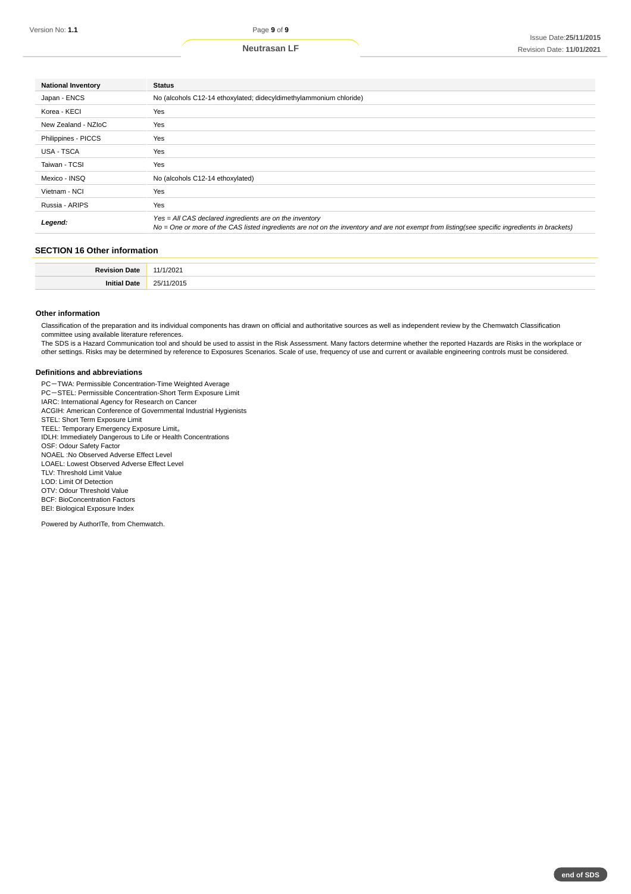| National Inventory | Status |
|---|---|
| Japan - ENCS | No (alcohols C12-14 ethoxylated; didecyldimethylammonium chloride) |
| Korea - KECI | Yes |
| New Zealand - NZIoC | Yes |
| Philippines - PICCS | Yes |
| USA - TSCA | Yes |
| Taiwan - TCSI | Yes |
| Mexico - INSQ | No (alcohols C12-14 ethoxylated) |
| Vietnam - NCI | Yes |
| Russia - ARIPS | Yes |
| ***Legend:*** | *Yes = All CAS declared ingredients are on the inventory*<br>*No = One or more of the CAS listed ingredients are not on the inventory and are not exempt from listing(see specific ingredients in brackets)* |

## SECTION 16 Other information

| | |
|---|---|
| **Revision Date** | 11/1/2021 |
| **Initial Date** | 25/11/2015 |

### Other information

Classification of the preparation and its individual components has drawn on official and authoritative sources as well as independent review by the Chemwatch Classification committee using available literature references.

The SDS is a Hazard Communication tool and should be used to assist in the Risk Assessment. Many factors determine whether the reported Hazards are Risks in the workplace or other settings. Risks may be determined by reference to Exposures Scenarios. Scale of use, frequency of use and current or available engineering controls must be considered.

### Definitions and abbreviations

PC－TWA: Permissible Concentration-Time Weighted Average
PC－STEL: Permissible Concentration-Short Term Exposure Limit
IARC: International Agency for Research on Cancer
ACGIH: American Conference of Governmental Industrial Hygienists
STEL: Short Term Exposure Limit
TEEL: Temporary Emergency Exposure Limit。
IDLH: Immediately Dangerous to Life or Health Concentrations
OSF: Odour Safety Factor
NOAEL :No Observed Adverse Effect Level
LOAEL: Lowest Observed Adverse Effect Level
TLV: Threshold Limit Value
LOD: Limit Of Detection
OTV: Odour Threshold Value
BCF: BioConcentration Factors
BEI: Biological Exposure Index

Powered by AuthorITe, from Chemwatch.

**end of SDS**